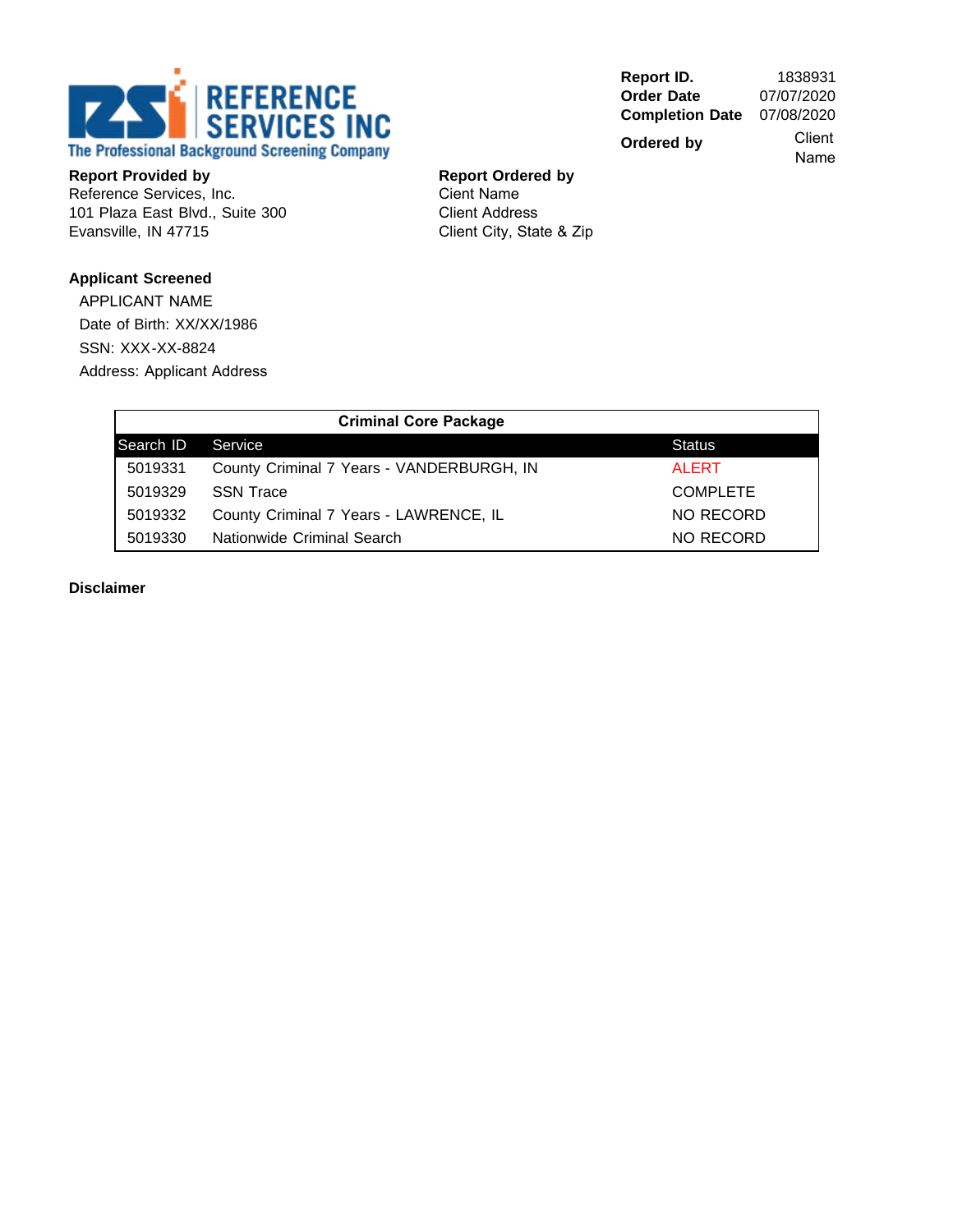**REFERENCE SERVICES INC**
The Professional Background Screening Company

| | |
|---|---|
| **Report ID.** | 1838931 |
| **Order Date** | 07/07/2020 |
| **Completion Date** | 07/08/2020 |
| **Ordered by** | Client Name |

**Report Provided by**
Reference Services, Inc.
101 Plaza East Blvd., Suite 300
Evansville, IN 47715

**Report Ordered by**
Cient Name
Client Address
Client City, State & Zip

**Applicant Screened**

APPLICANT NAME
Date of Birth: XX/XX/1986
SSN: XXX-XX-8824
Address: Applicant Address

**Criminal Core Package**

| Search ID | Service | Status |
|---|---|---|
| 5019331 | County Criminal 7 Years - VANDERBURGH, IN | ALERT |
| 5019329 | SSN Trace | COMPLETE |
| 5019332 | County Criminal 7 Years - LAWRENCE, IL | NO RECORD |
| 5019330 | Nationwide Criminal Search | NO RECORD |

**Disclaimer**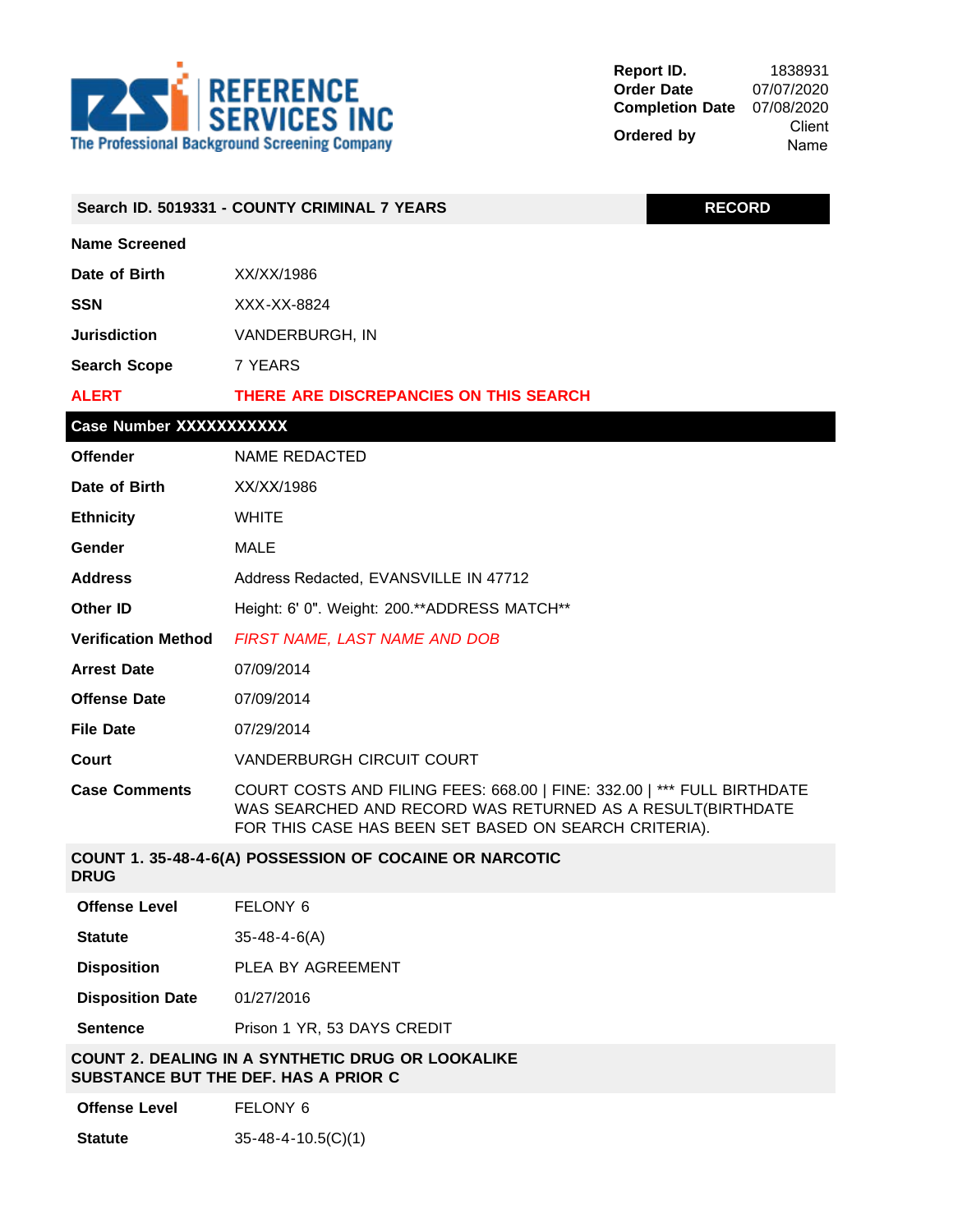**REFERENCE SERVICES INC**
The Professional Background Screening Company

| | |
|---|---|
| **Report ID.** | 1838931 |
| **Order Date** | 07/07/2020 |
| **Completion Date** | 07/08/2020 |
| **Ordered by** | Client Name |

## Search ID. 5019331 - COUNTY CRIMINAL 7 YEARS — RECORD

| | |
|---|---|
| **Name Screened** | |
| **Date of Birth** | XX/XX/1986 |
| **SSN** | XXX-XX-8824 |
| **Jurisdiction** | VANDERBURGH, IN |
| **Search Scope** | 7 YEARS |
| **ALERT** | THERE ARE DISCREPANCIES ON THIS SEARCH |

### Case Number XXXXXXXXXXX

| | |
|---|---|
| **Offender** | NAME REDACTED |
| **Date of Birth** | XX/XX/1986 |
| **Ethnicity** | WHITE |
| **Gender** | MALE |
| **Address** | Address Redacted, EVANSVILLE IN 47712 |
| **Other ID** | Height: 6' 0". Weight: 200.**ADDRESS MATCH** |
| **Verification Method** | *FIRST NAME, LAST NAME AND DOB* |
| **Arrest Date** | 07/09/2014 |
| **Offense Date** | 07/09/2014 |
| **File Date** | 07/29/2014 |
| **Court** | VANDERBURGH CIRCUIT COURT |
| **Case Comments** | COURT COSTS AND FILING FEES: 668.00 \| FINE: 332.00 \| *** FULL BIRTHDATE WAS SEARCHED AND RECORD WAS RETURNED AS A RESULT(BIRTHDATE FOR THIS CASE HAS BEEN SET BASED ON SEARCH CRITERIA). |

#### COUNT 1. 35-48-4-6(A) POSSESSION OF COCAINE OR NARCOTIC DRUG

| | |
|---|---|
| **Offense Level** | FELONY 6 |
| **Statute** | 35-48-4-6(A) |
| **Disposition** | PLEA BY AGREEMENT |
| **Disposition Date** | 01/27/2016 |
| **Sentence** | Prison 1 YR, 53 DAYS CREDIT |

#### COUNT 2. DEALING IN A SYNTHETIC DRUG OR LOOKALIKE SUBSTANCE BUT THE DEF. HAS A PRIOR C

| | |
|---|---|
| **Offense Level** | FELONY 6 |
| **Statute** | 35-48-4-10.5(C)(1) |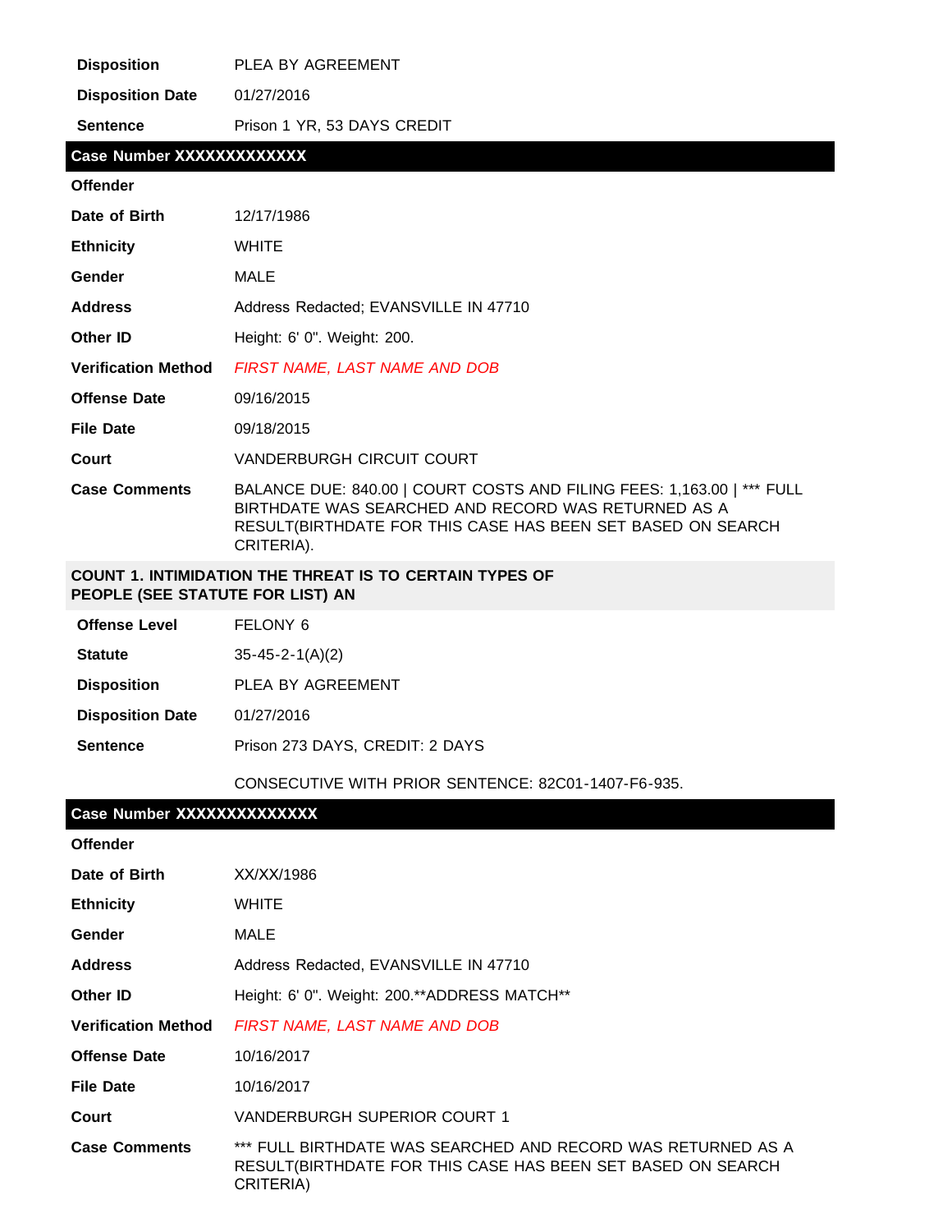| | |
|---|---|
| **Disposition** | PLEA BY AGREEMENT |
| **Disposition Date** | 01/27/2016 |
| **Sentence** | Prison 1 YR, 53 DAYS CREDIT |

## Case Number XXXXXXXXXXXX

| | |
|---|---|
| **Offender** | |
| **Date of Birth** | 12/17/1986 |
| **Ethnicity** | WHITE |
| **Gender** | MALE |
| **Address** | Address Redacted; EVANSVILLE IN 47710 |
| **Other ID** | Height: 6' 0". Weight: 200. |
| **Verification Method** | *FIRST NAME, LAST NAME AND DOB* |
| **Offense Date** | 09/16/2015 |
| **File Date** | 09/18/2015 |
| **Court** | VANDERBURGH CIRCUIT COURT |
| **Case Comments** | BALANCE DUE: 840.00 \| COURT COSTS AND FILING FEES: 1,163.00 \| *** FULL BIRTHDATE WAS SEARCHED AND RECORD WAS RETURNED AS A RESULT(BIRTHDATE FOR THIS CASE HAS BEEN SET BASED ON SEARCH CRITERIA). |

### COUNT 1. INTIMIDATION THE THREAT IS TO CERTAIN TYPES OF PEOPLE (SEE STATUTE FOR LIST) AN

| | |
|---|---|
| **Offense Level** | FELONY 6 |
| **Statute** | 35-45-2-1(A)(2) |
| **Disposition** | PLEA BY AGREEMENT |
| **Disposition Date** | 01/27/2016 |
| **Sentence** | Prison 273 DAYS, CREDIT: 2 DAYS |
| | CONSECUTIVE WITH PRIOR SENTENCE: 82C01-1407-F6-935. |

## Case Number XXXXXXXXXXXXX

| | |
|---|---|
| **Offender** | |
| **Date of Birth** | XX/XX/1986 |
| **Ethnicity** | WHITE |
| **Gender** | MALE |
| **Address** | Address Redacted, EVANSVILLE IN 47710 |
| **Other ID** | Height: 6' 0". Weight: 200.**ADDRESS MATCH** |
| **Verification Method** | *FIRST NAME, LAST NAME AND DOB* |
| **Offense Date** | 10/16/2017 |
| **File Date** | 10/16/2017 |
| **Court** | VANDERBURGH SUPERIOR COURT 1 |
| **Case Comments** | *** FULL BIRTHDATE WAS SEARCHED AND RECORD WAS RETURNED AS A RESULT(BIRTHDATE FOR THIS CASE HAS BEEN SET BASED ON SEARCH CRITERIA) |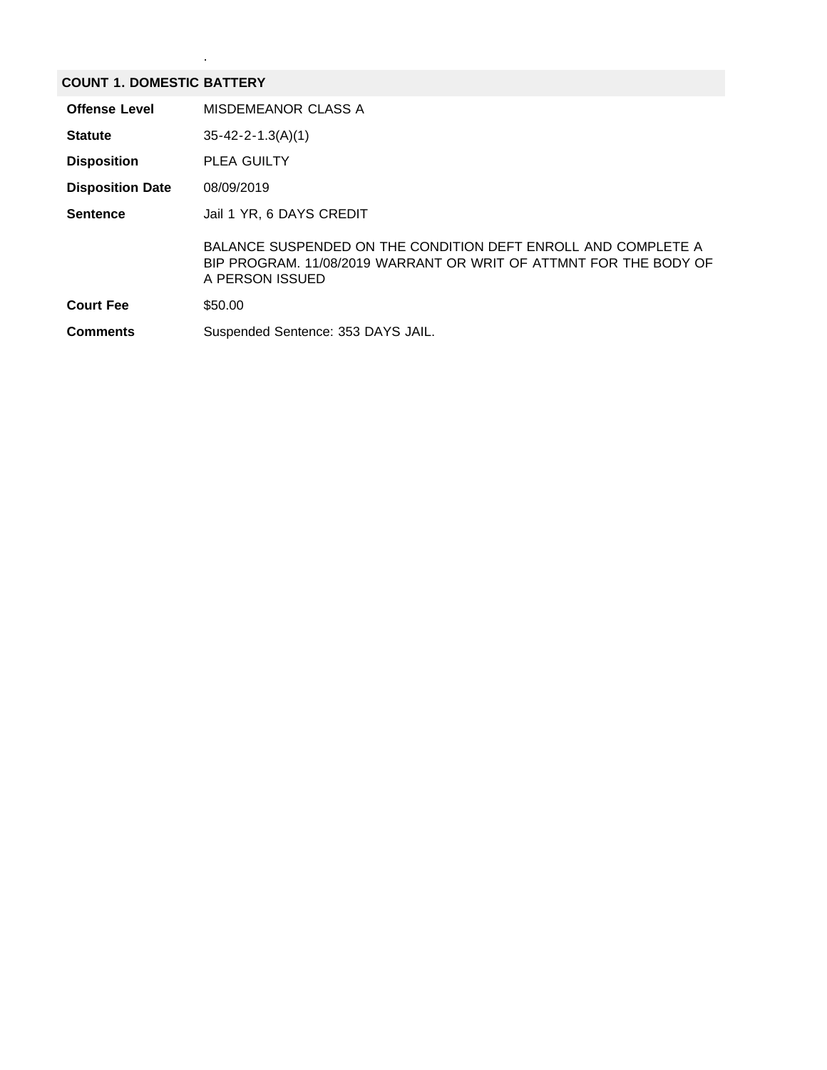.

## COUNT 1. DOMESTIC BATTERY

| | |
|---|---|
| **Offense Level** | MISDEMEANOR CLASS A |
| **Statute** | 35-42-2-1.3(A)(1) |
| **Disposition** | PLEA GUILTY |
| **Disposition Date** | 08/09/2019 |
| **Sentence** | Jail 1 YR, 6 DAYS CREDIT<br><br>BALANCE SUSPENDED ON THE CONDITION DEFT ENROLL AND COMPLETE A BIP PROGRAM. 11/08/2019 WARRANT OR WRIT OF ATTMNT FOR THE BODY OF A PERSON ISSUED |
| **Court Fee** | $50.00 |
| **Comments** | Suspended Sentence: 353 DAYS JAIL. |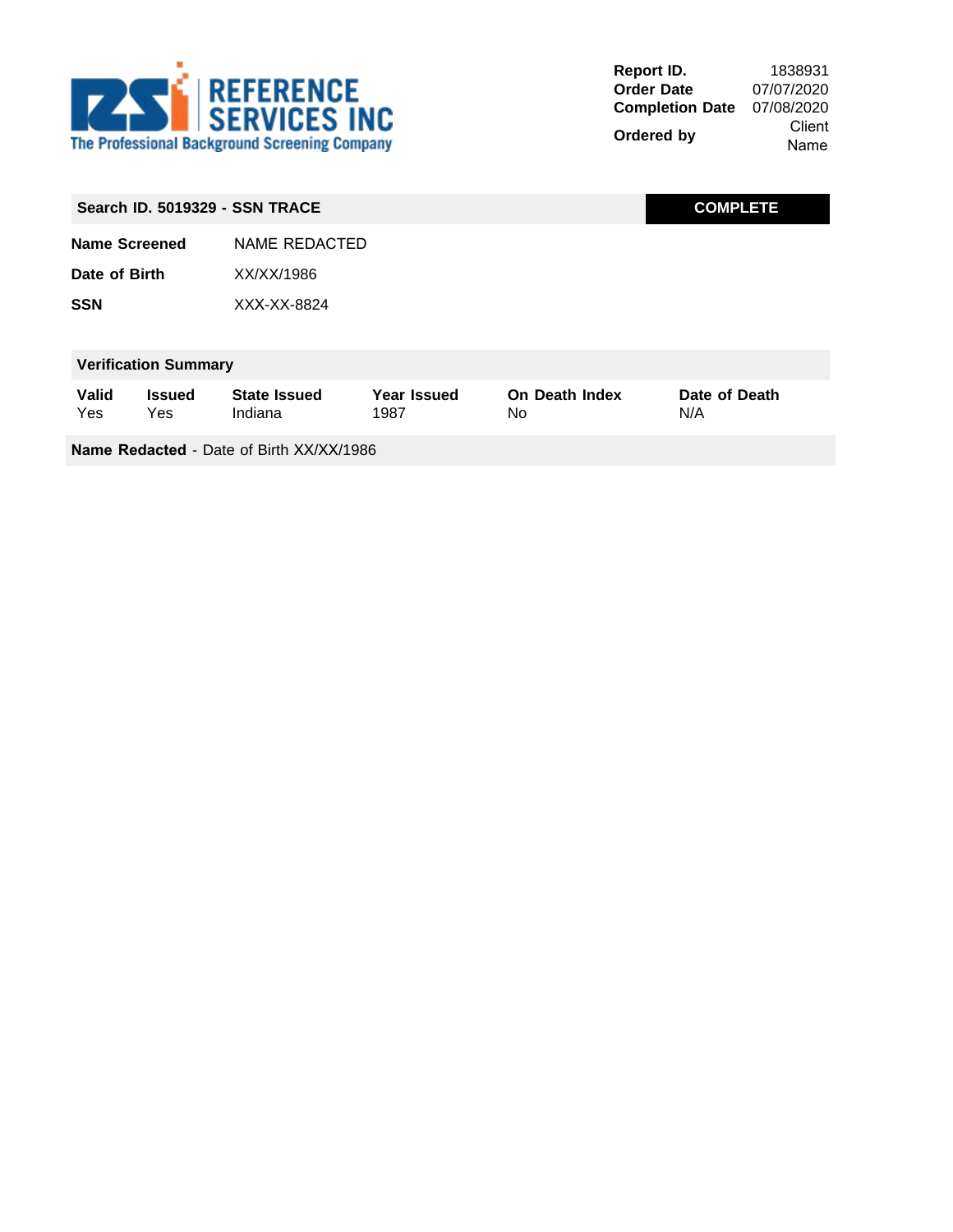REFERENCE SERVICES INC
The Professional Background Screening Company

| | |
|---|---|
| **Report ID.** | 1838931 |
| **Order Date** | 07/07/2020 |
| **Completion Date** | 07/08/2020 |
| **Ordered by** | Client Name |

## Search ID. 5019329 - SSN TRACE

**COMPLETE**

| | |
|---|---|
| **Name Screened** | NAME REDACTED |
| **Date of Birth** | XX/XX/1986 |
| **SSN** | XXX-XX-8824 |

### Verification Summary

| Valid | Issued | State Issued | Year Issued | On Death Index | Date of Death |
|---|---|---|---|---|---|
| Yes | Yes | Indiana | 1987 | No | N/A |

**Name Redacted** - Date of Birth XX/XX/1986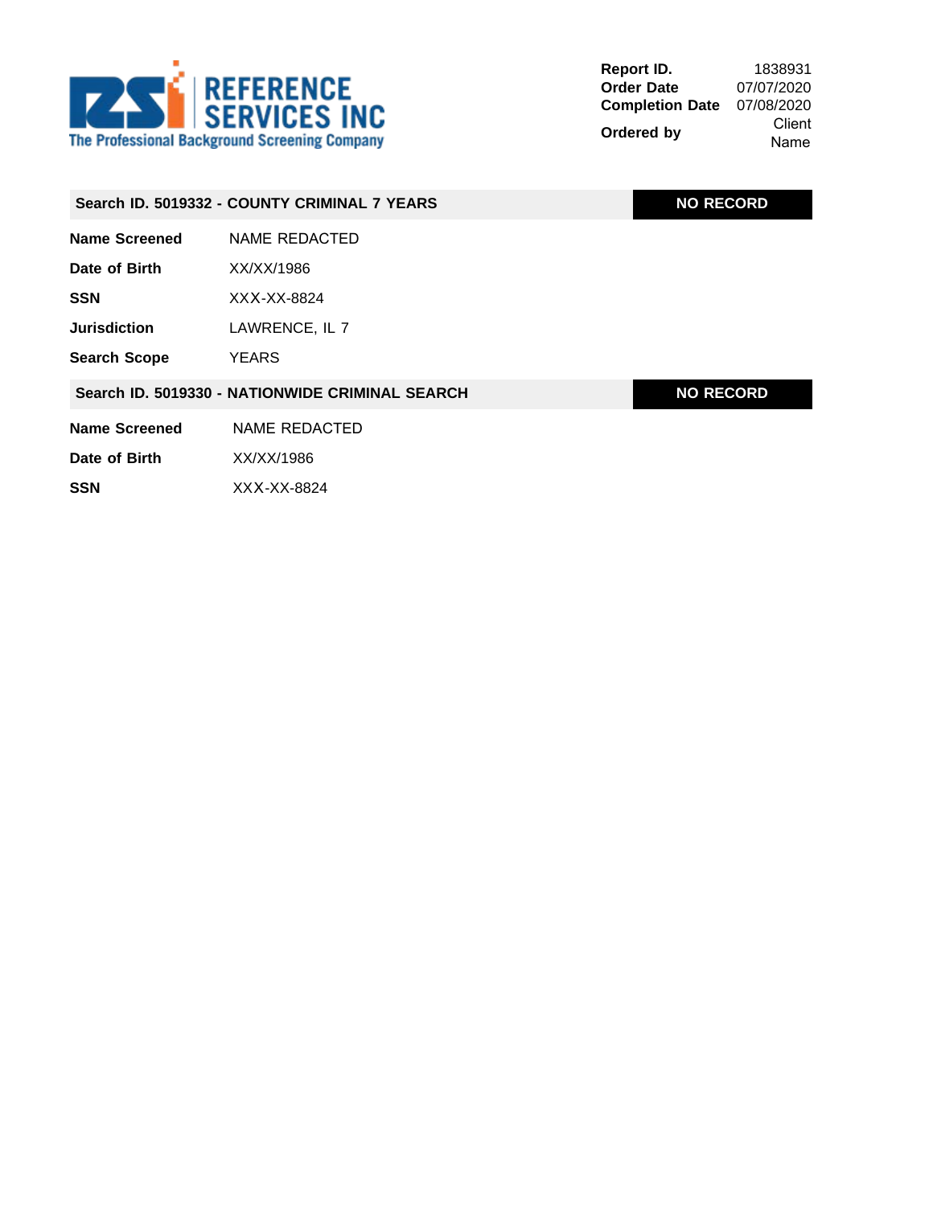**REFERENCE SERVICES INC**
The Professional Background Screening Company

| | |
|---|---|
| **Report ID.** | 1838931 |
| **Order Date** | 07/07/2020 |
| **Completion Date** | 07/08/2020 |
| **Ordered by** | Client Name |

| **Search ID. 5019332 - COUNTY CRIMINAL 7 YEARS** | **NO RECORD** |
|---|---|
| **Name Screened** | NAME REDACTED |
| **Date of Birth** | XX/XX/1986 |
| **SSN** | XXX-XX-8824 |
| **Jurisdiction** | LAWRENCE, IL 7 |
| **Search Scope** | YEARS |

| **Search ID. 5019330 - NATIONWIDE CRIMINAL SEARCH** | **NO RECORD** |
|---|---|
| **Name Screened** | NAME REDACTED |
| **Date of Birth** | XX/XX/1986 |
| **SSN** | XXX-XX-8824 |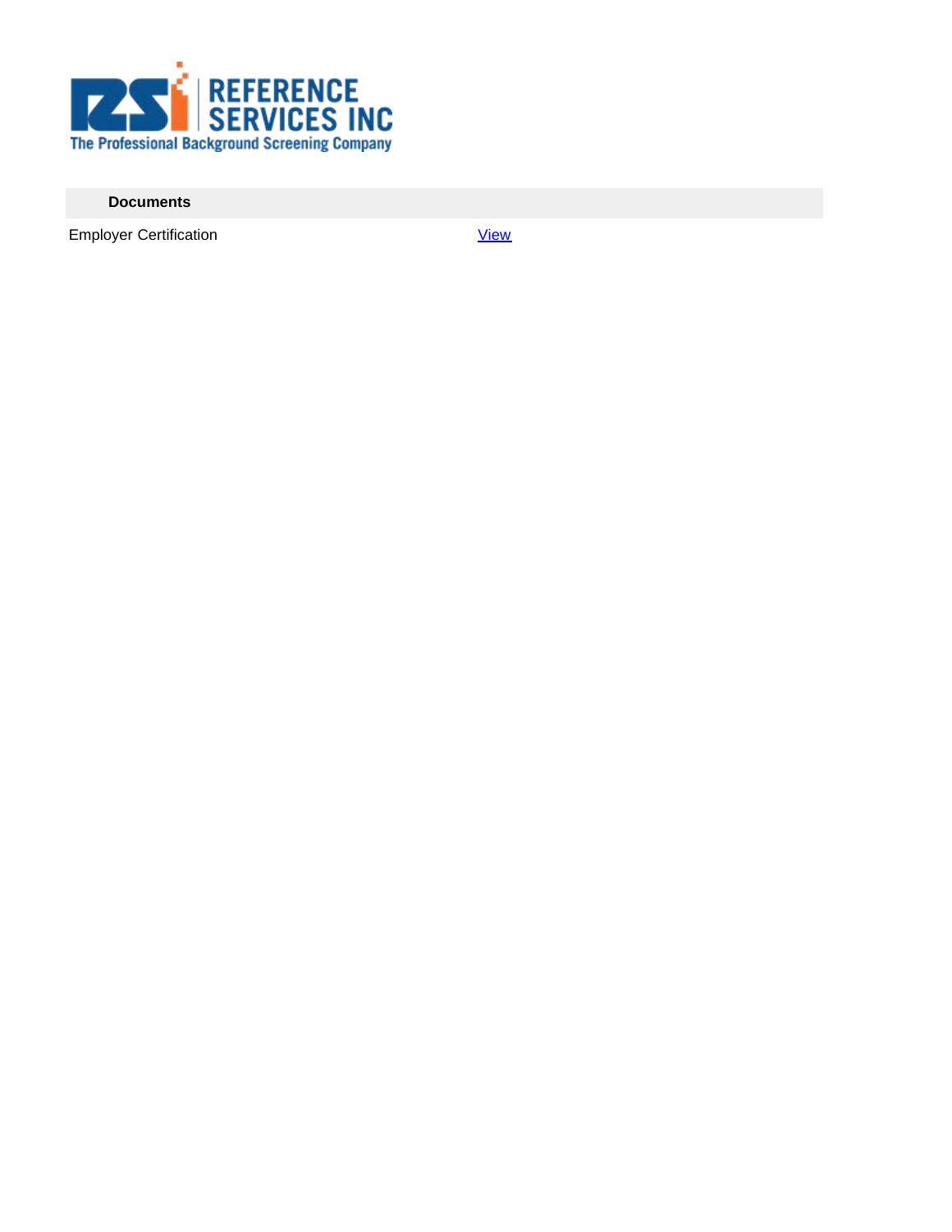REFERENCE SERVICES INC
The Professional Background Screening Company

| Documents | |
|---|---|
| Employer Certification | View |